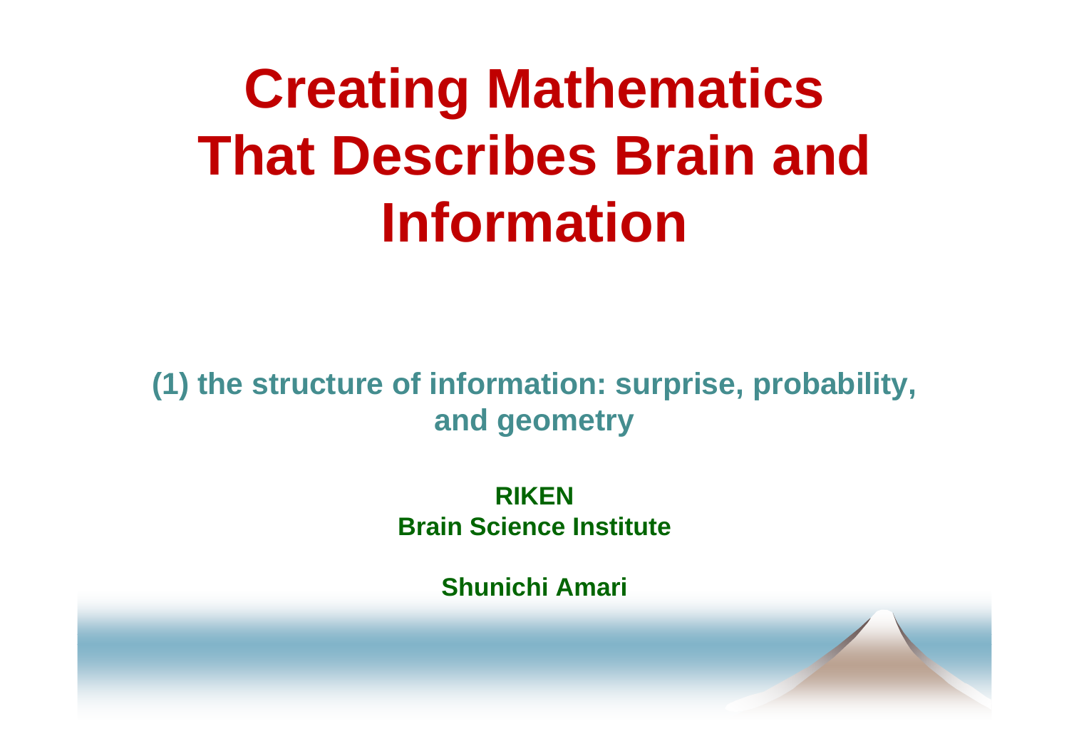# Creating Mathematics That Describes Brain and Information

**(1) the structure of information: surprise, probability, and geometry**

**RIKEN**
**Brain Science Institute**

**Shunichi Amari**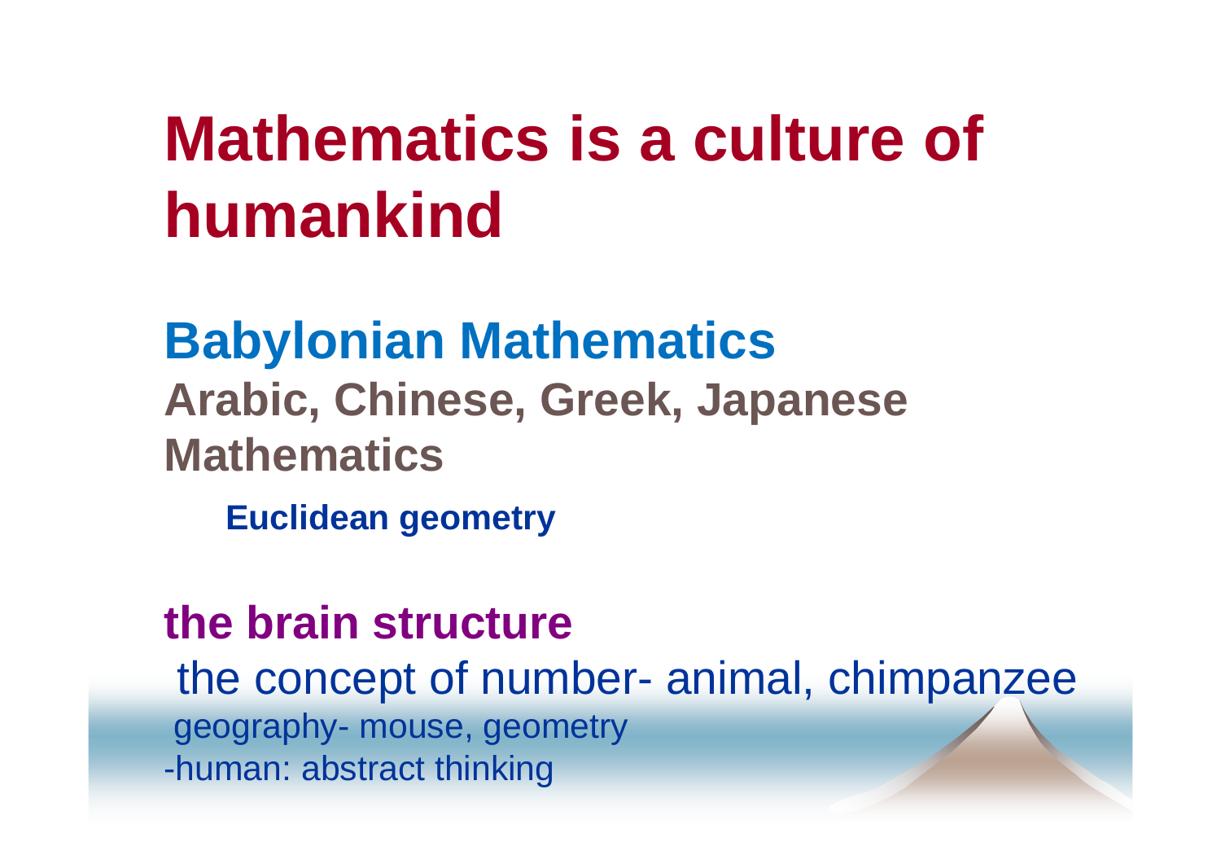# Mathematics is a culture of humankind

## Babylonian Mathematics

**Arabic, Chinese, Greek, Japanese Mathematics**

**Euclidean geometry**

**the brain structure**

the concept of number- animal, chimpanzee

geography- mouse, geometry

-human: abstract thinking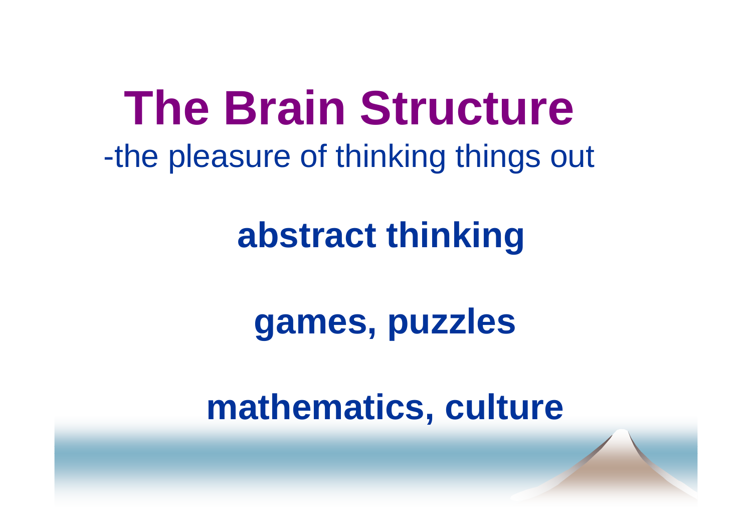# The Brain Structure

-the pleasure of thinking things out

**abstract thinking**

**games, puzzles**

**mathematics, culture**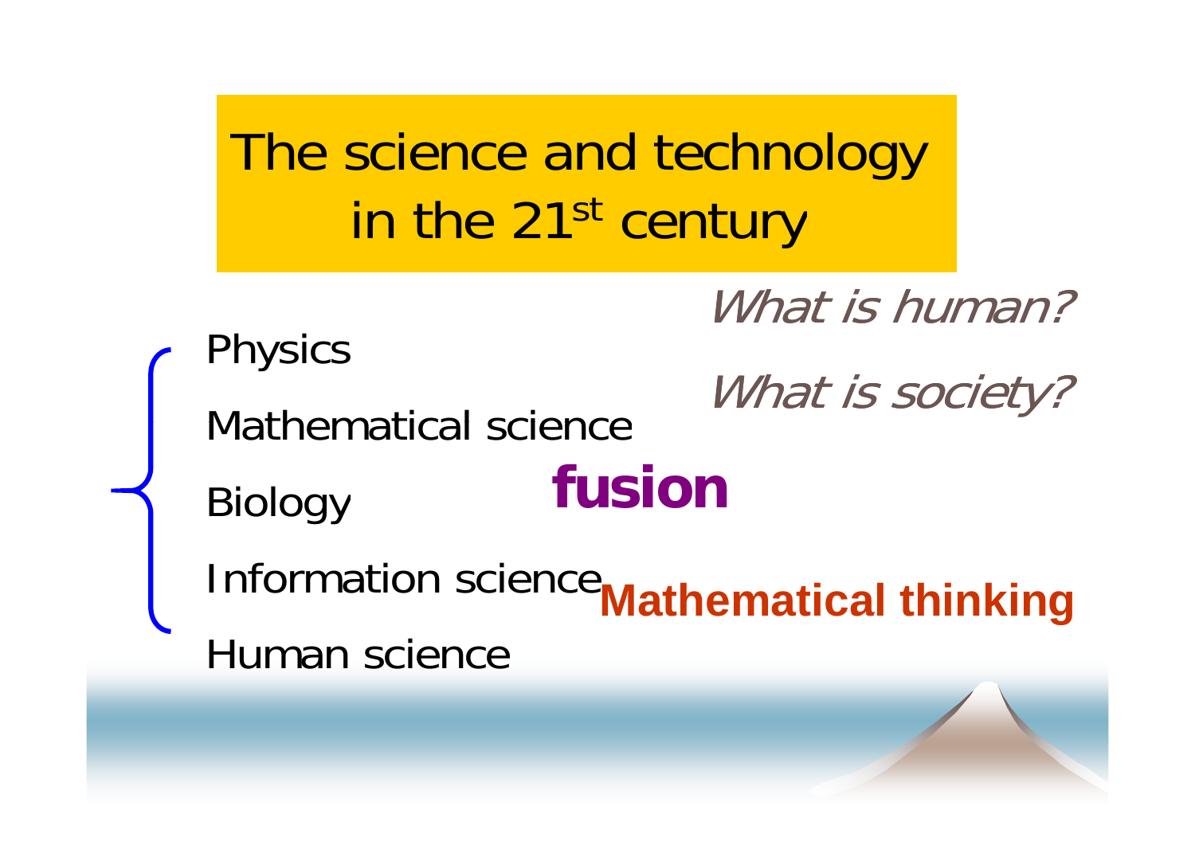# The science and technology in the 21st century

*What is human?*

*What is society?*

- Physics
- Mathematical science
- Biology
- Information science
- Human science

**fusion**

**Mathematical thinking**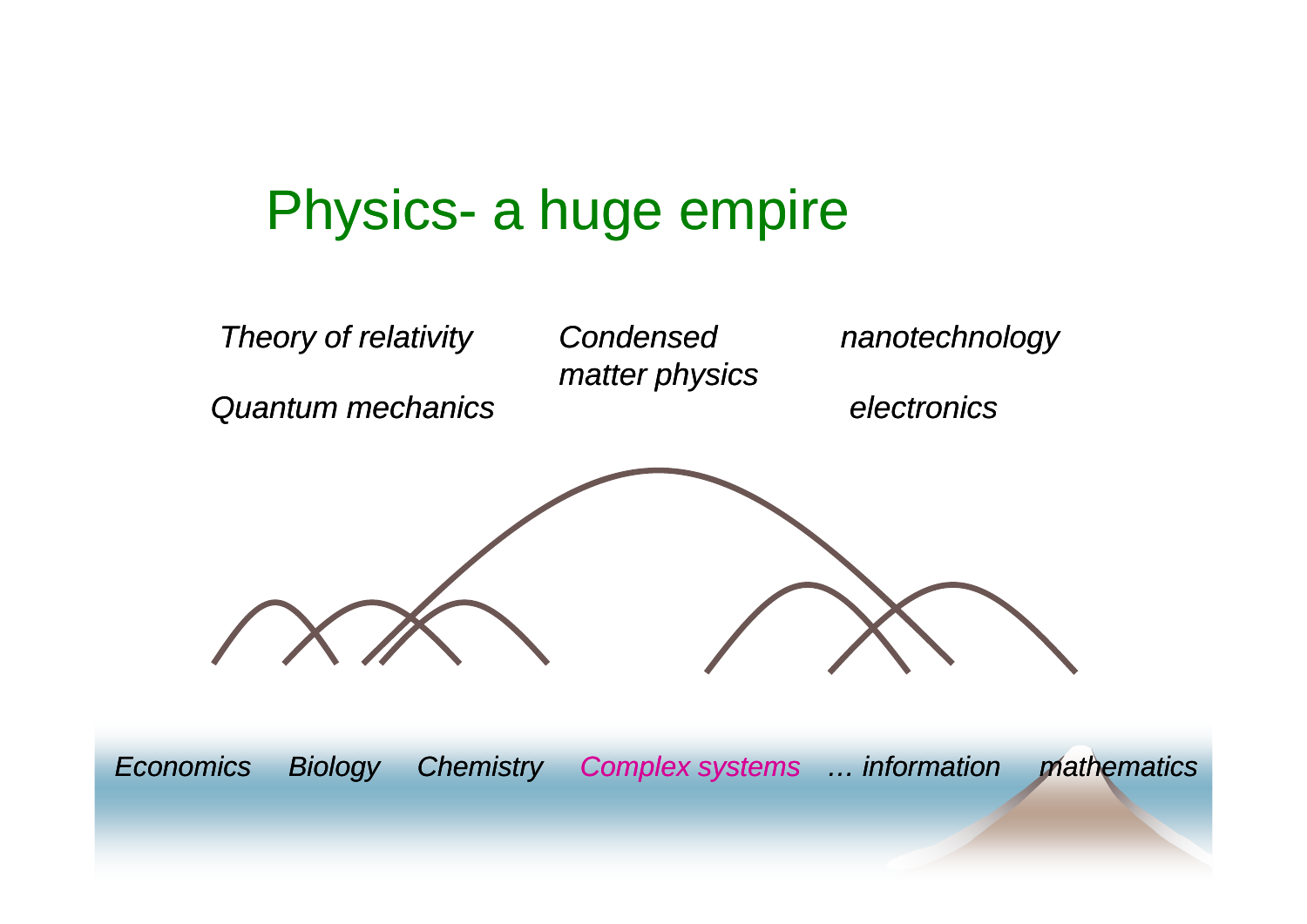# Physics- a huge empire

*Theory of relativity*

*Quantum mechanics*

*Condensed matter physics*

*nanotechnology*

*electronics*

*Economics* *Biology* *Chemistry* *Complex systems* *… information* *mathematics*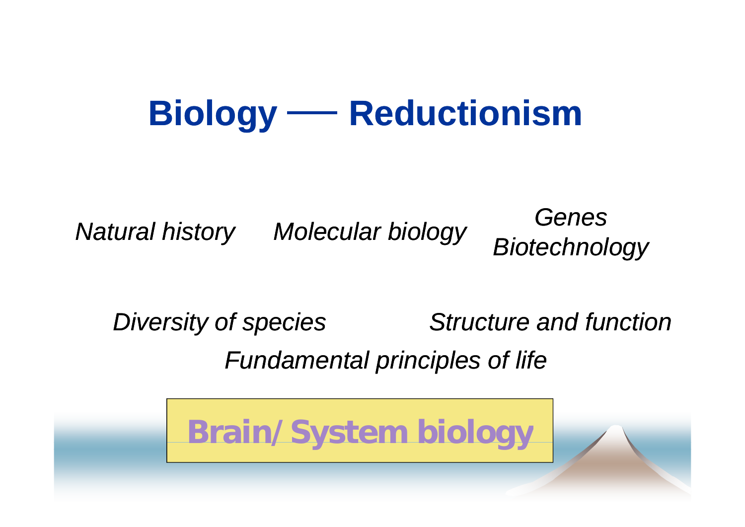# Biology —— Reductionism

*Natural history* *Molecular biology* *Genes Biotechnology*

*Diversity of species* *Structure and function*

*Fundamental principles of life*

**Brain/System biology**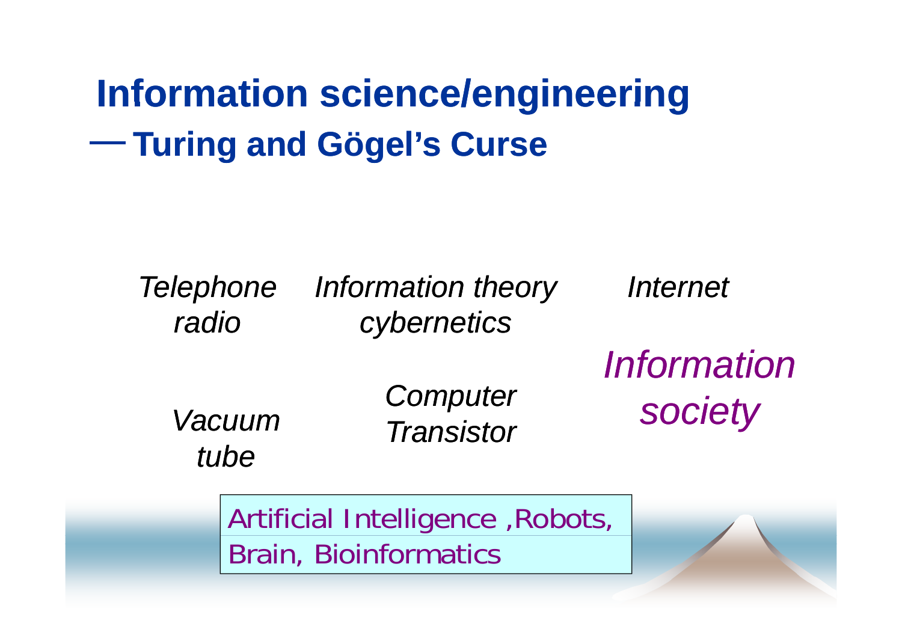# Information science/engineering
## — Turing and Gögel's Curse

*Telephone radio*

*Information theory cybernetics*

*Internet*

*Information society*

*Vacuum tube*

*Computer Transistor*

Artificial Intelligence ,Robots, Brain, Bioinformatics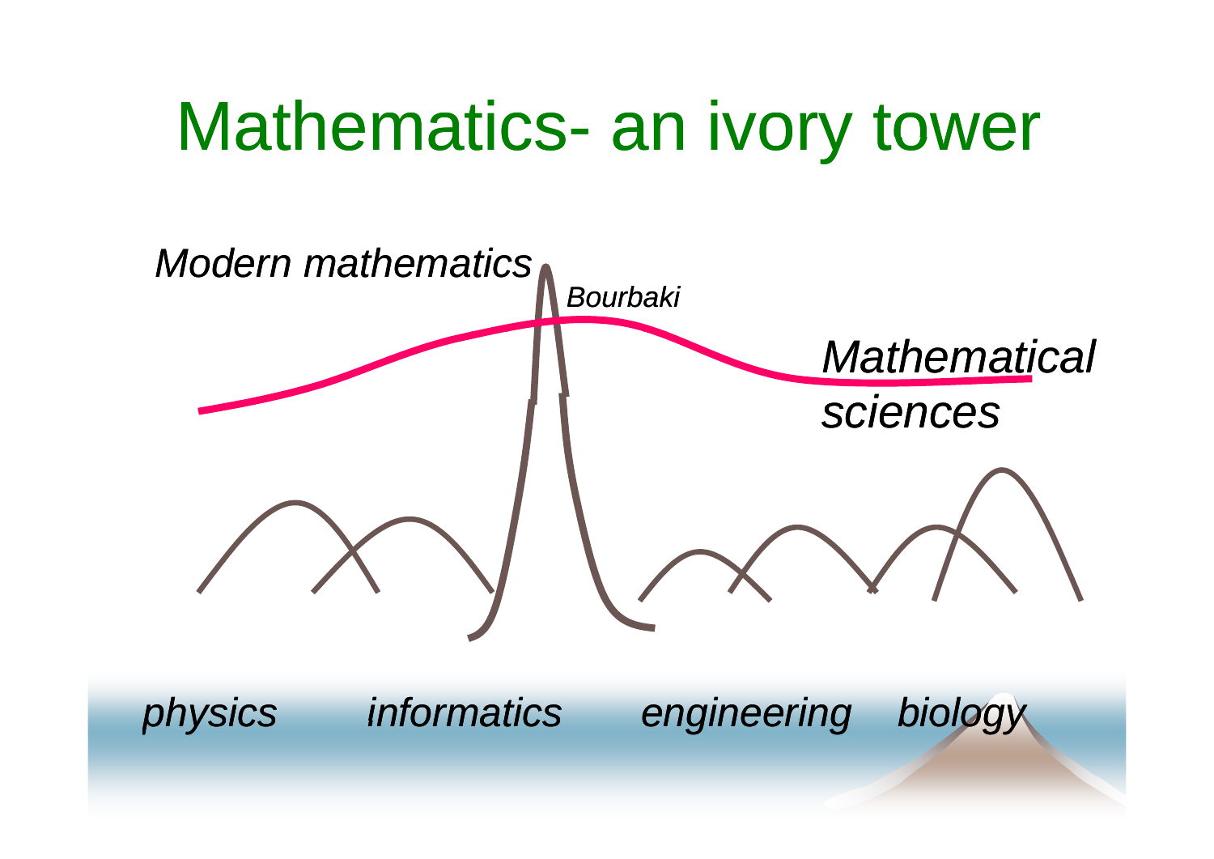# Mathematics- an ivory tower

*Modern mathematics*

*Bourbaki*

*Mathematical sciences*

*physics* *informatics* *engineering* *biology*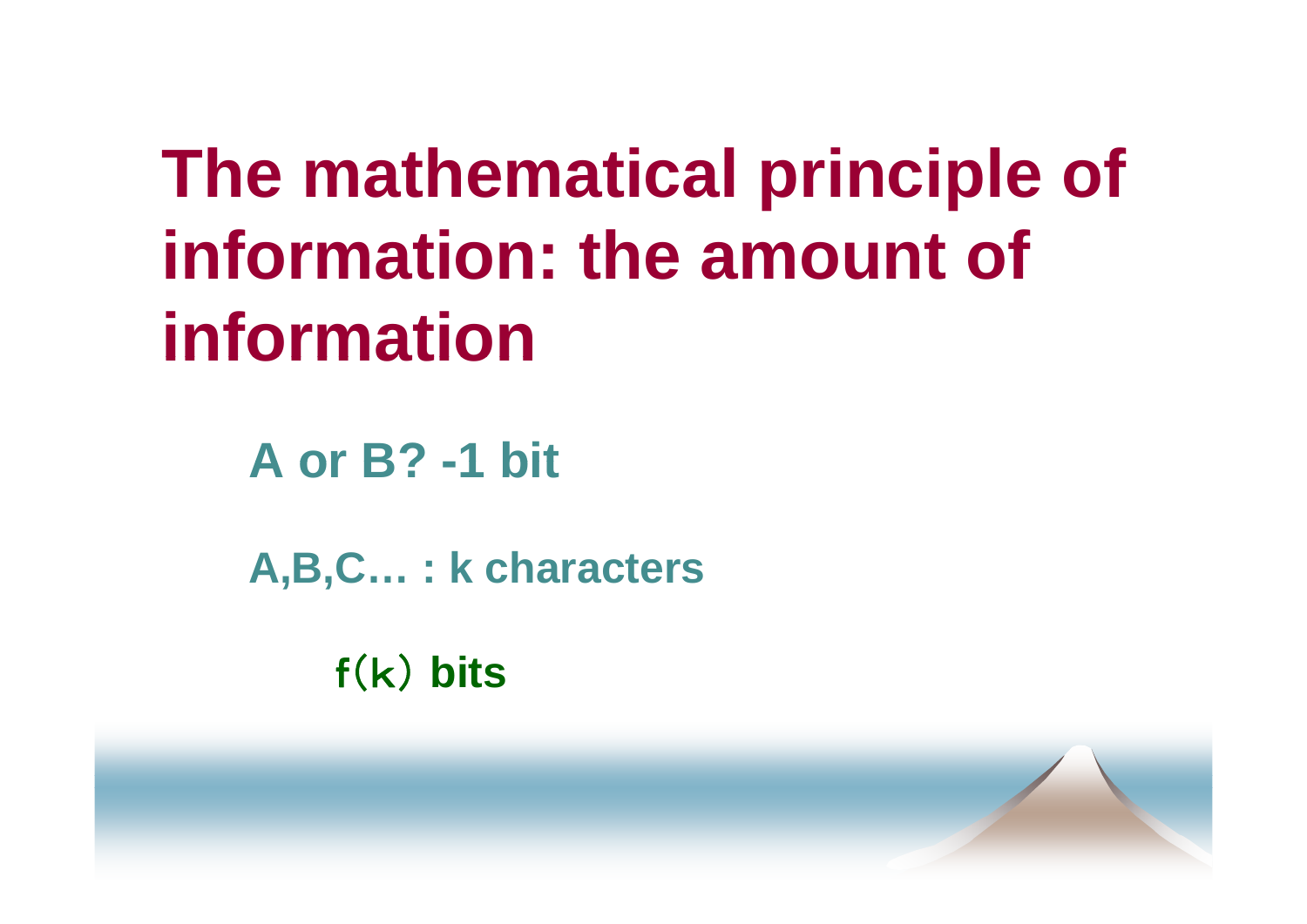# The mathematical principle of information: the amount of information

**A or B? -1 bit**

**A,B,C… : k characters**

**$f(k)$ bits**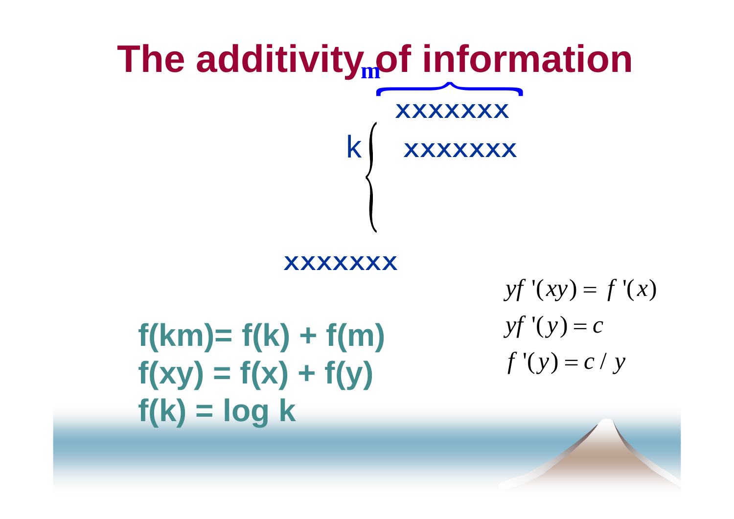# The additivity of information

m

xxxxxxx

k xxxxxxx

xxxxxxx

**f(km)= f(k) + f(m)**
**f(xy) = f(x) + f(y)**
**f(k) = log k**

$$y f'(xy) = f'(x)$$

$$y f'(y) = c$$

$$f'(y) = c / y$$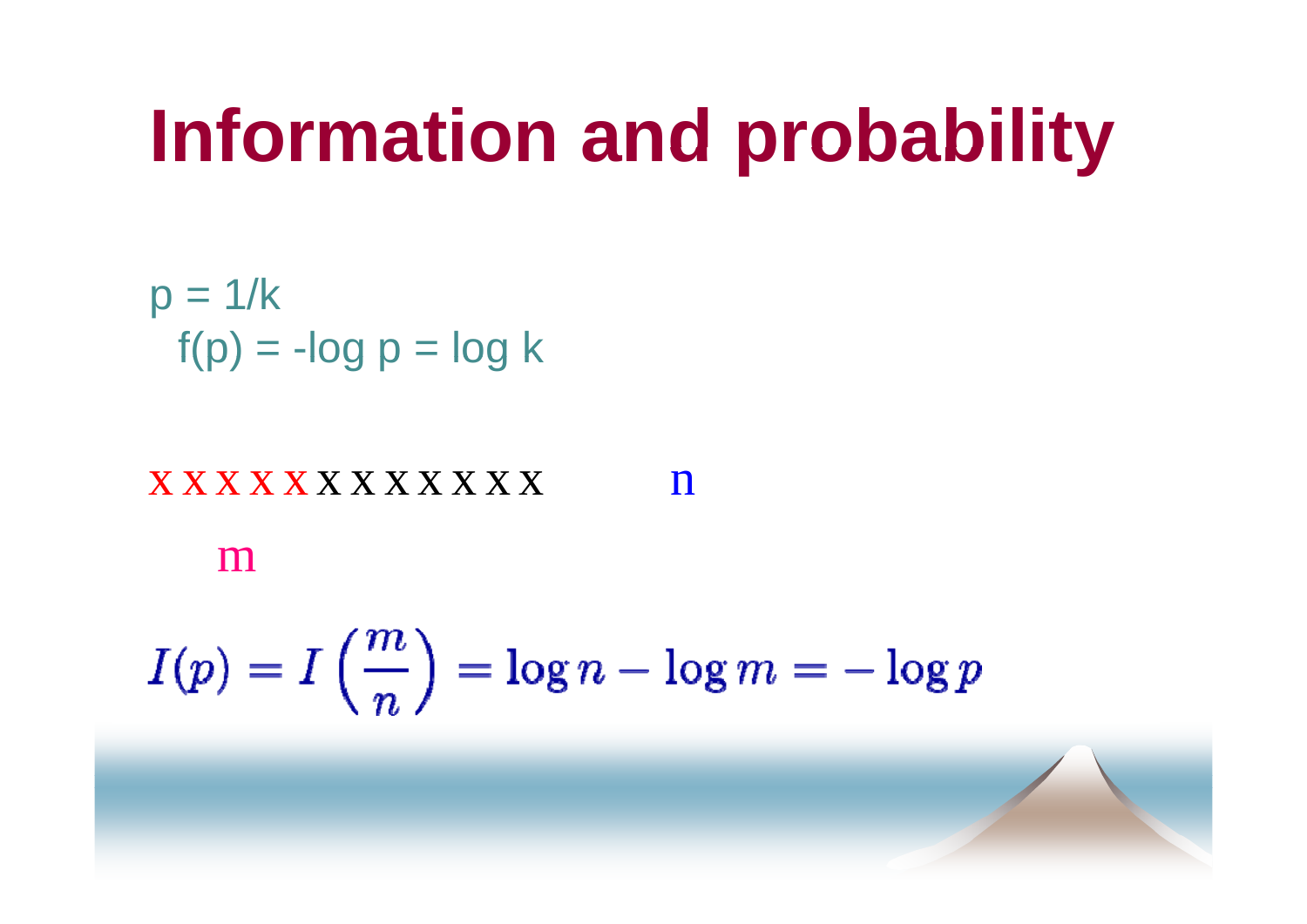# Information and probability

$p = 1/k$

$f(p) = -\log p = \log k$

x x x x x x x x x x x x x    n

m

$$I(p) = I\left(\frac{m}{n}\right) = \log n - \log m = -\log p$$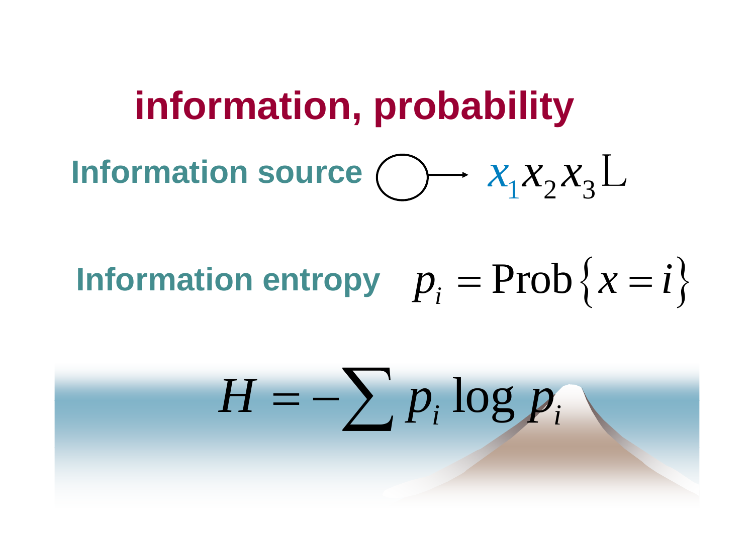# information, probability

**Information source** $x_1 x_2 x_3 \cdots$

**Information entropy** $p_i = \text{Prob}\{x = i\}$

$$H = -\sum p_i \log p_i$$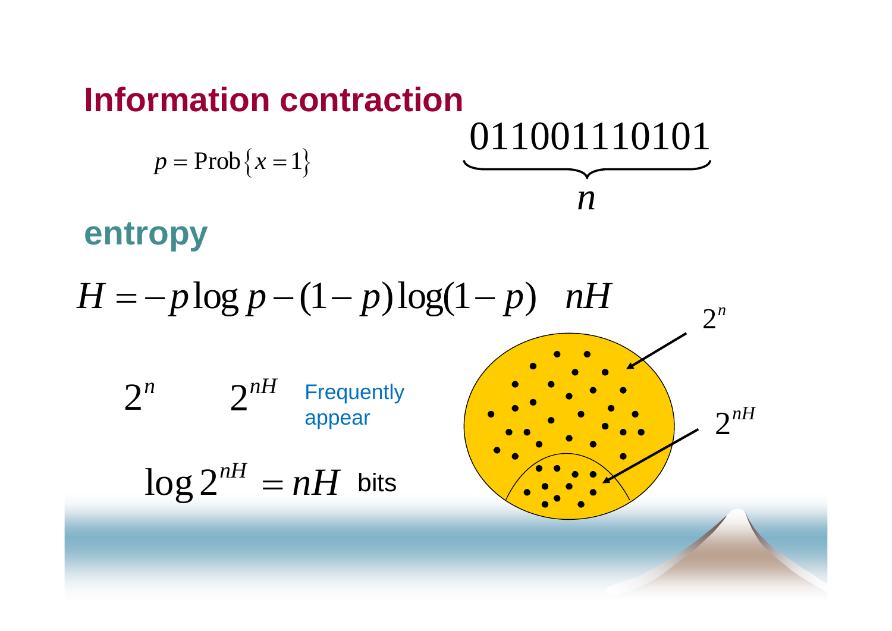# Information contraction

$p = \text{Prob}\{x = 1\}$

$$\underbrace{011001110101}_{n}$$

## entropy

$$H = -p\log p - (1-p)\log(1-p) \quad nH$$

$2^n$ $\quad 2^{nH}$ Frequently appear

$$\log 2^{nH} = nH \text{ bits}$$

$2^n$

$2^{nH}$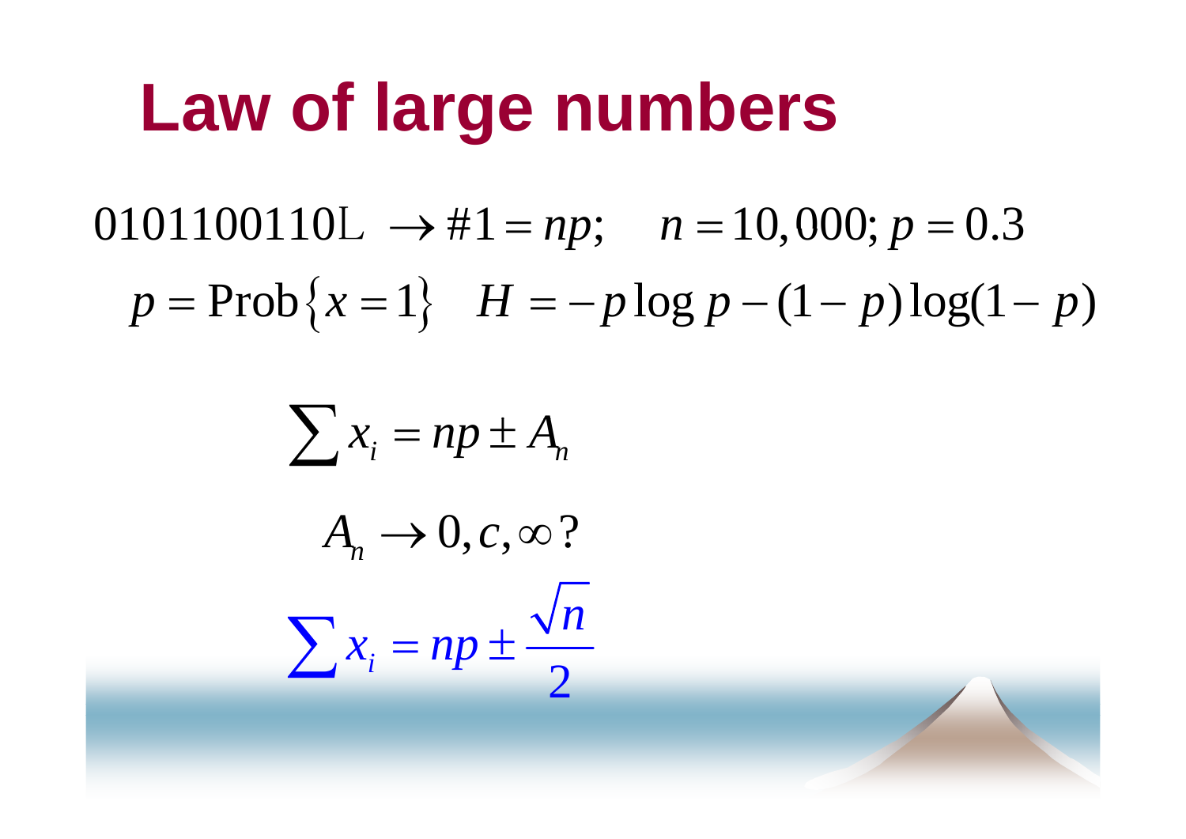# Law of large numbers

$$0101100110\ldots \rightarrow \#1 = np; \quad n = 10,000; p = 0.3$$

$$p = \text{Prob}\{x = 1\} \quad H = -p \log p - (1-p)\log(1-p)$$

$$\sum x_i = np \pm A_n$$

$$A_n \rightarrow 0, c, \infty ?$$

$$\sum x_i = np \pm \frac{\sqrt{n}}{2}$$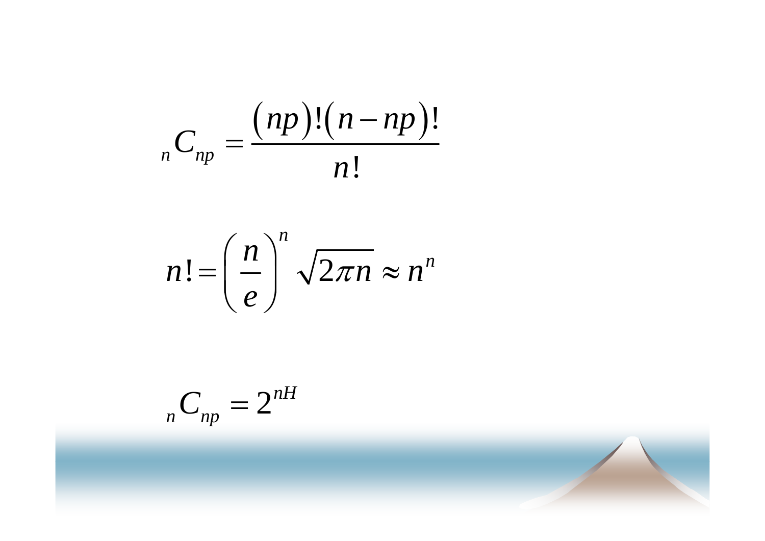$$ {}_{n}C_{np} = \frac{(np)!(n-np)!}{n!} $$

$$ n! = \left(\frac{n}{e}\right)^{n} \sqrt{2\pi n} \approx n^{n} $$

$$ {}_{n}C_{np} = 2^{nH} $$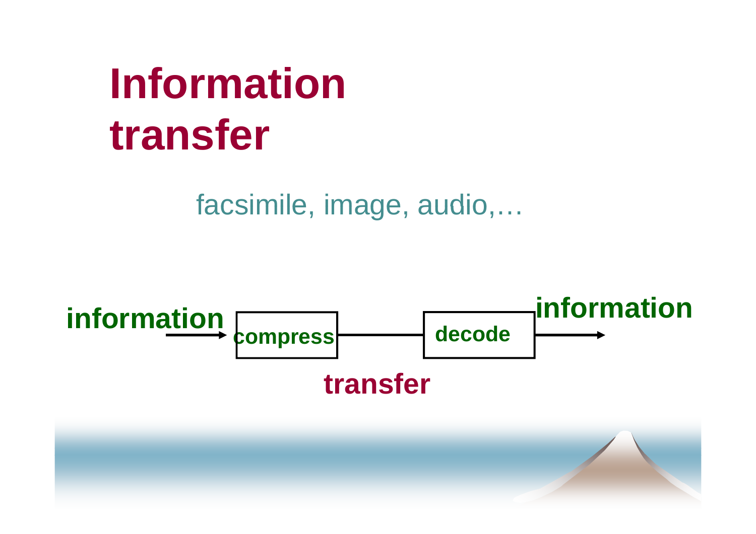# Information transfer

facsimile, image, audio,…

information → compress —— decode → information

transfer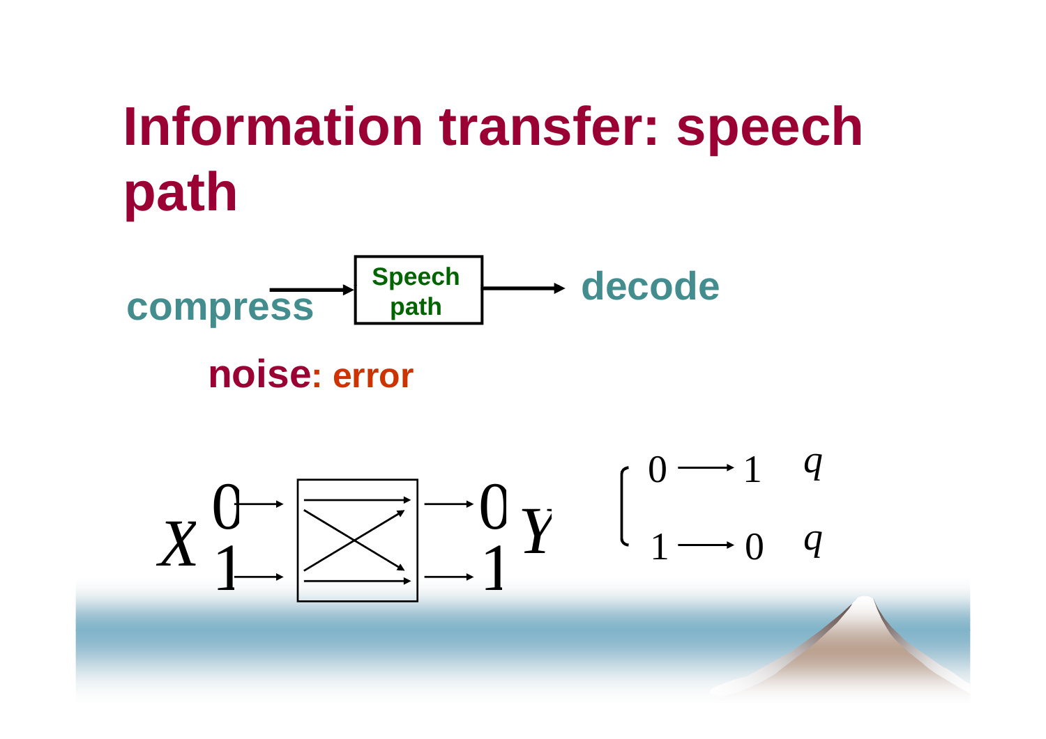# Information transfer: speech path

compress → **Speech path** → decode

**noise: error**

$X$ 0 → 0 $Y$

$X$ 1 → 1 $Y$

$$\begin{cases} 0 \longrightarrow 1 & q \\ 1 \longrightarrow 0 & q \end{cases}$$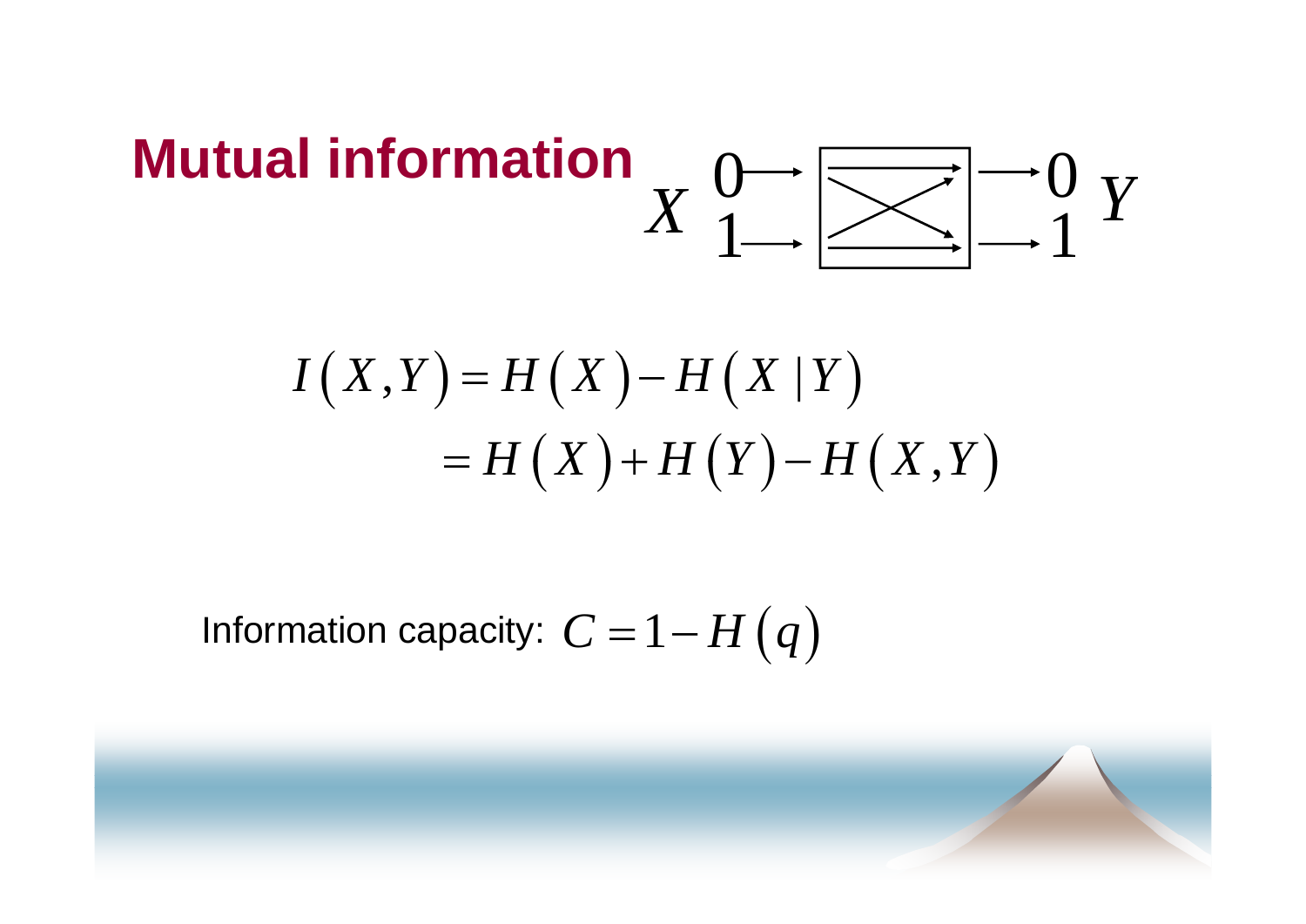# Mutual information

$X$ 0 → 0 $Y$

1 → 1

$$I(X,Y) = H(X) - H(X|Y)$$
$$= H(X) + H(Y) - H(X,Y)$$

Information capacity: $C = 1 - H(q)$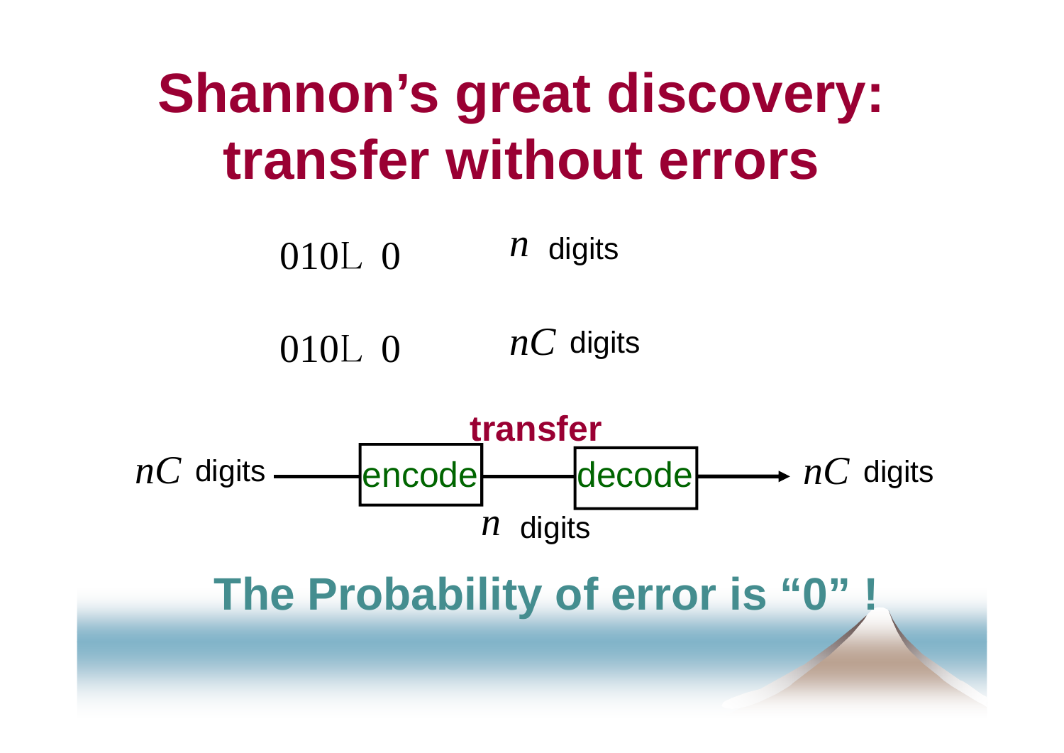# Shannon's great discovery: transfer without errors

$010\cdots0$ $n$ digits

$010\cdots0$ $nC$ digits

$nC$ digits → encode → transfer ($n$ digits) → decode → $nC$ digits

**The Probability of error is "0" !**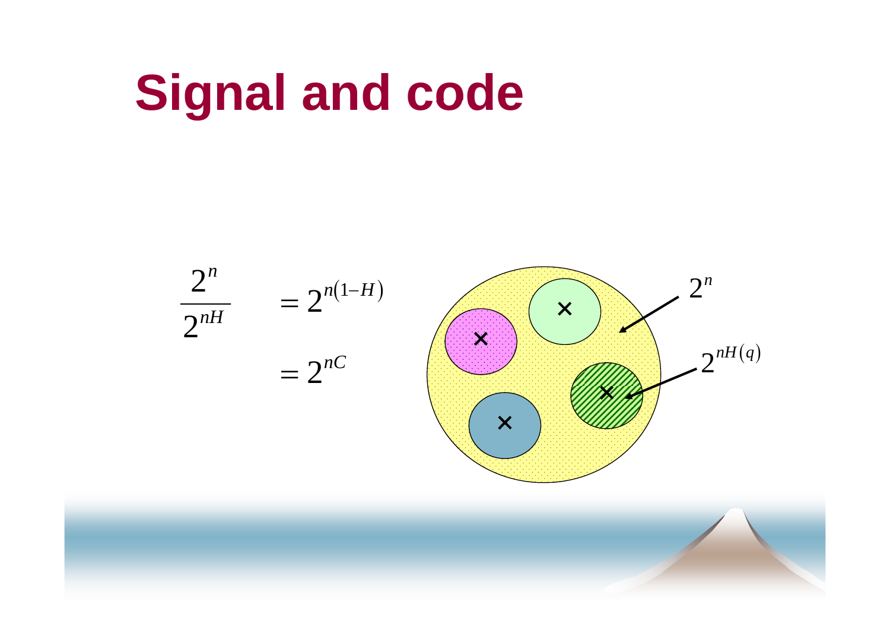# Signal and code

$$\frac{2^n}{2^{nH}} = 2^{n(1-H)}$$

$$= 2^{nC}$$

$2^n$

$2^{nH(q)}$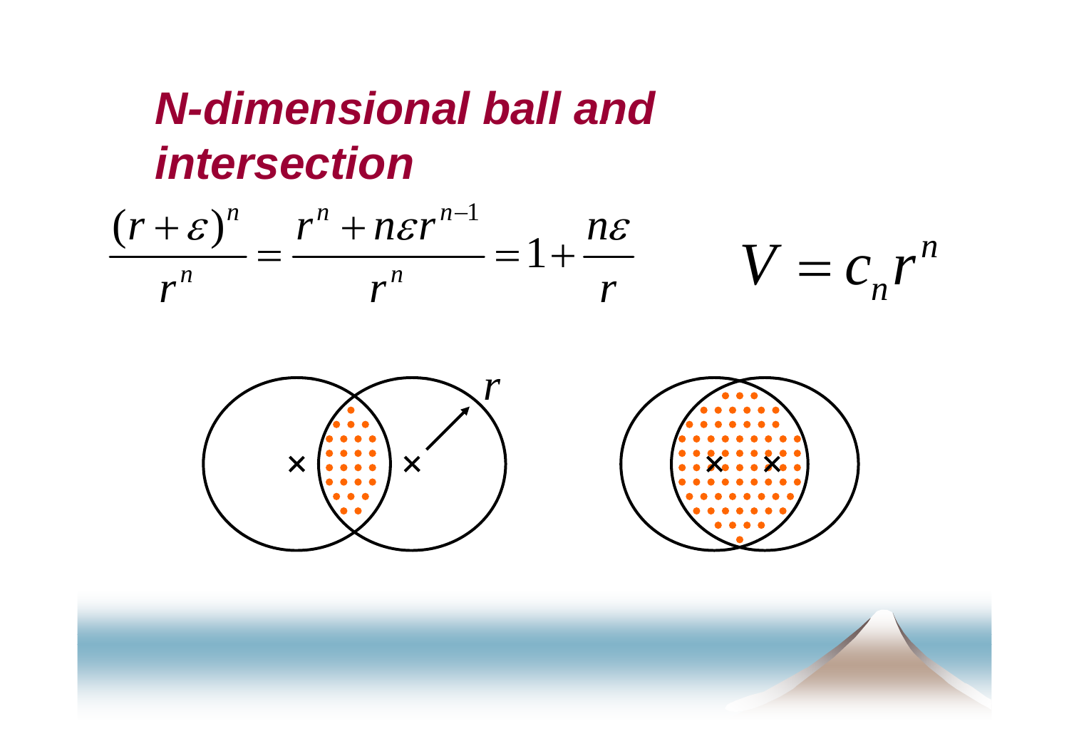# N-dimensional ball and intersection

$$\frac{(r+\varepsilon)^n}{r^n} = \frac{r^n + n\varepsilon r^{n-1}}{r^n} = 1 + \frac{n\varepsilon}{r}$$

$$V = c_n r^n$$

$r$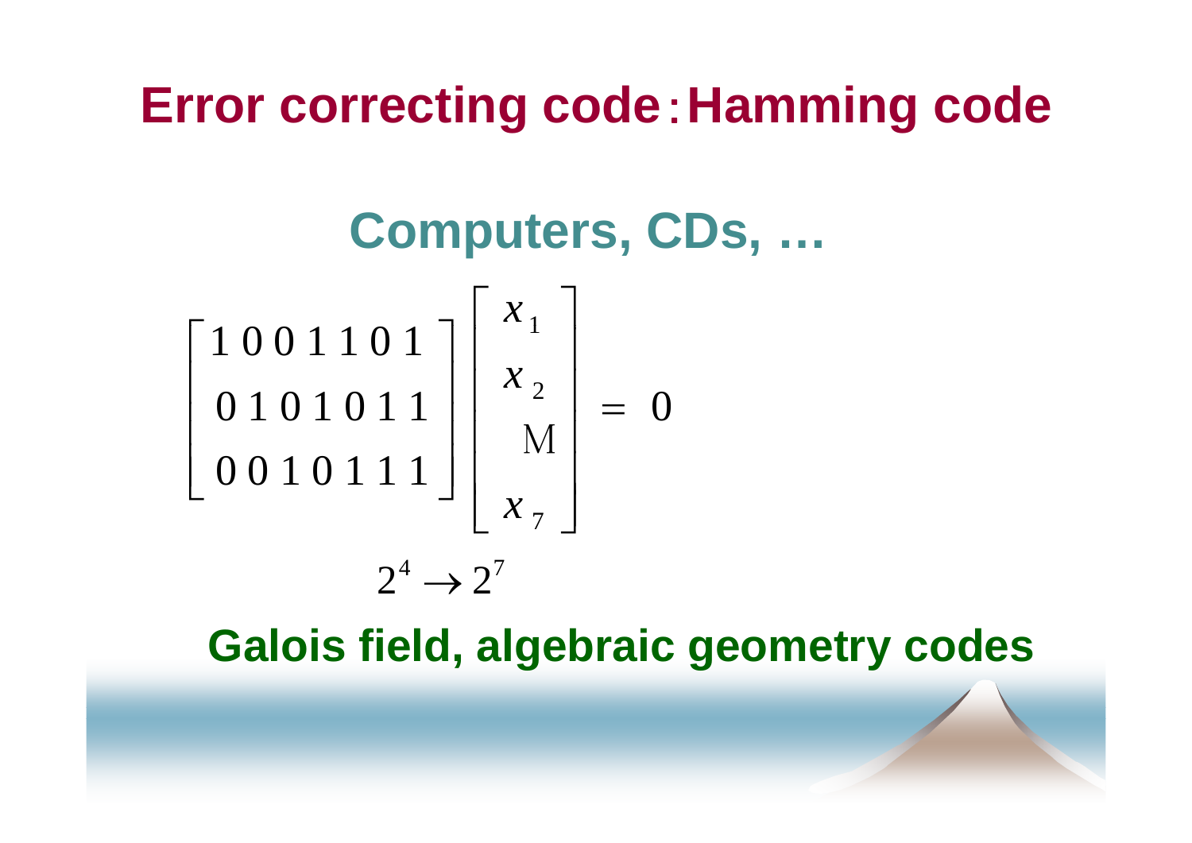# Error correcting code：Hamming code

## Computers, CDs, …

$$\begin{bmatrix} 1\,0\,0\,1\,1\,0\,1 \\ 0\,1\,0\,1\,0\,1\,1 \\ 0\,0\,1\,0\,1\,1\,1 \end{bmatrix} \begin{bmatrix} x_1 \\ x_2 \\ \vdots \\ x_7 \end{bmatrix} = 0$$

$$2^4 \to 2^7$$

**Galois field, algebraic geometry codes**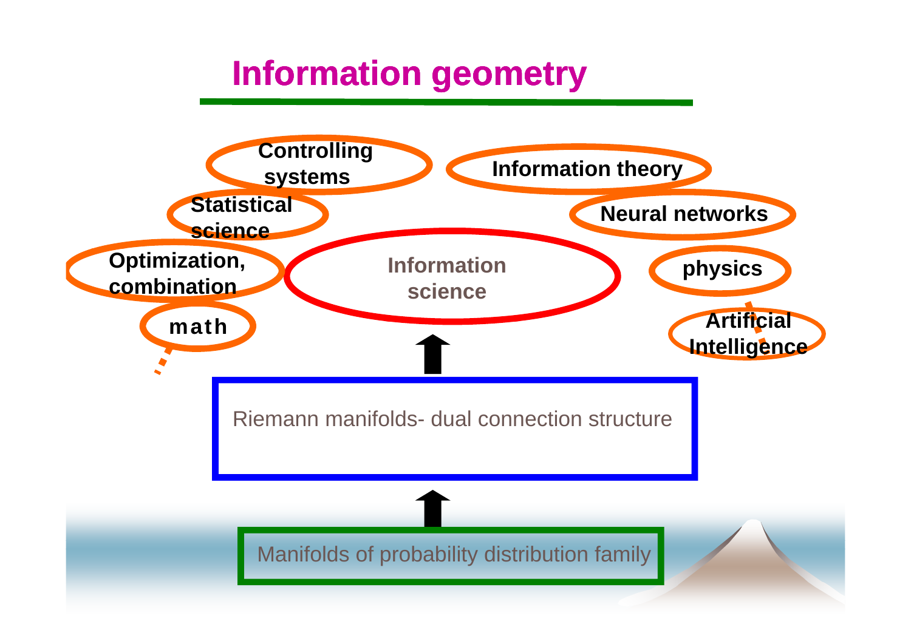# Information geometry

Controlling systems

Information theory

Statistical science

Neural networks

Optimization, combination

Information science

physics

math

Artificial Intelligence

Riemann manifolds- dual connection structure

Manifolds of probability distribution family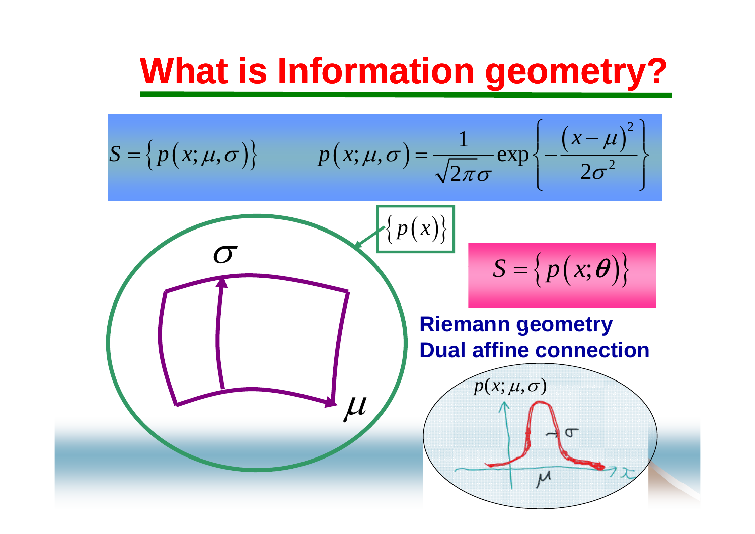# What is Information geometry?

$$S = \left\{ p\left(x;\mu,\sigma\right) \right\} \qquad p\left(x;\mu,\sigma\right) = \frac{1}{\sqrt{2\pi}\sigma} \exp\left\{ -\frac{\left(x-\mu\right)^2}{2\sigma^2} \right\}$$

$\left\{ p\left(x\right) \right\}$

$\sigma$

$\mu$

$$S = \left\{ p\left(x;\theta\right) \right\}$$

**Riemann geometry**

**Dual affine connection**

$p(x;\mu,\sigma)$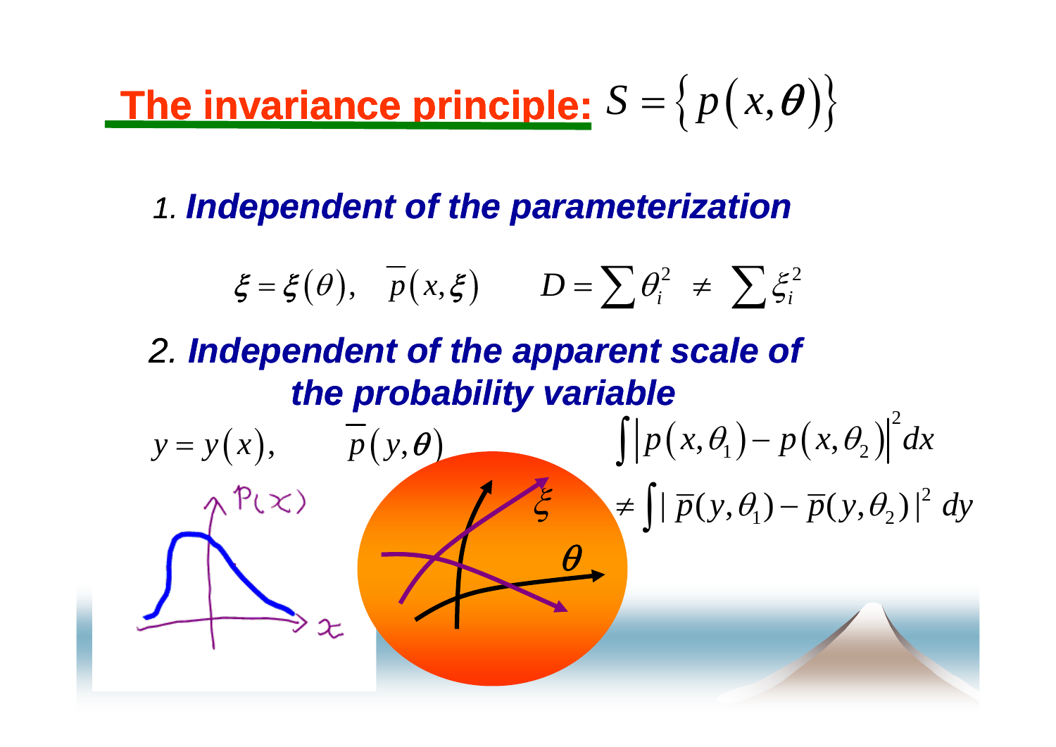# The invariance principle: $S = \{ p(x, \boldsymbol{\theta}) \}$

*1. **Independent of the parameterization***

$$\xi = \xi(\theta), \quad \overline{p}(x, \xi) \qquad D = \sum \theta_i^2 \; \neq \; \sum \xi_i^2$$

*2. **Independent of the apparent scale of the probability variable***

$$y = y(x), \qquad \overline{p}(y, \boldsymbol{\theta})$$

$$\int \left| p(x, \theta_1) - p(x, \theta_2) \right|^2 dx$$

$$\neq \int | \, \overline{p}(y, \theta_1) - \overline{p}(y, \theta_2) \, |^2 \; dy$$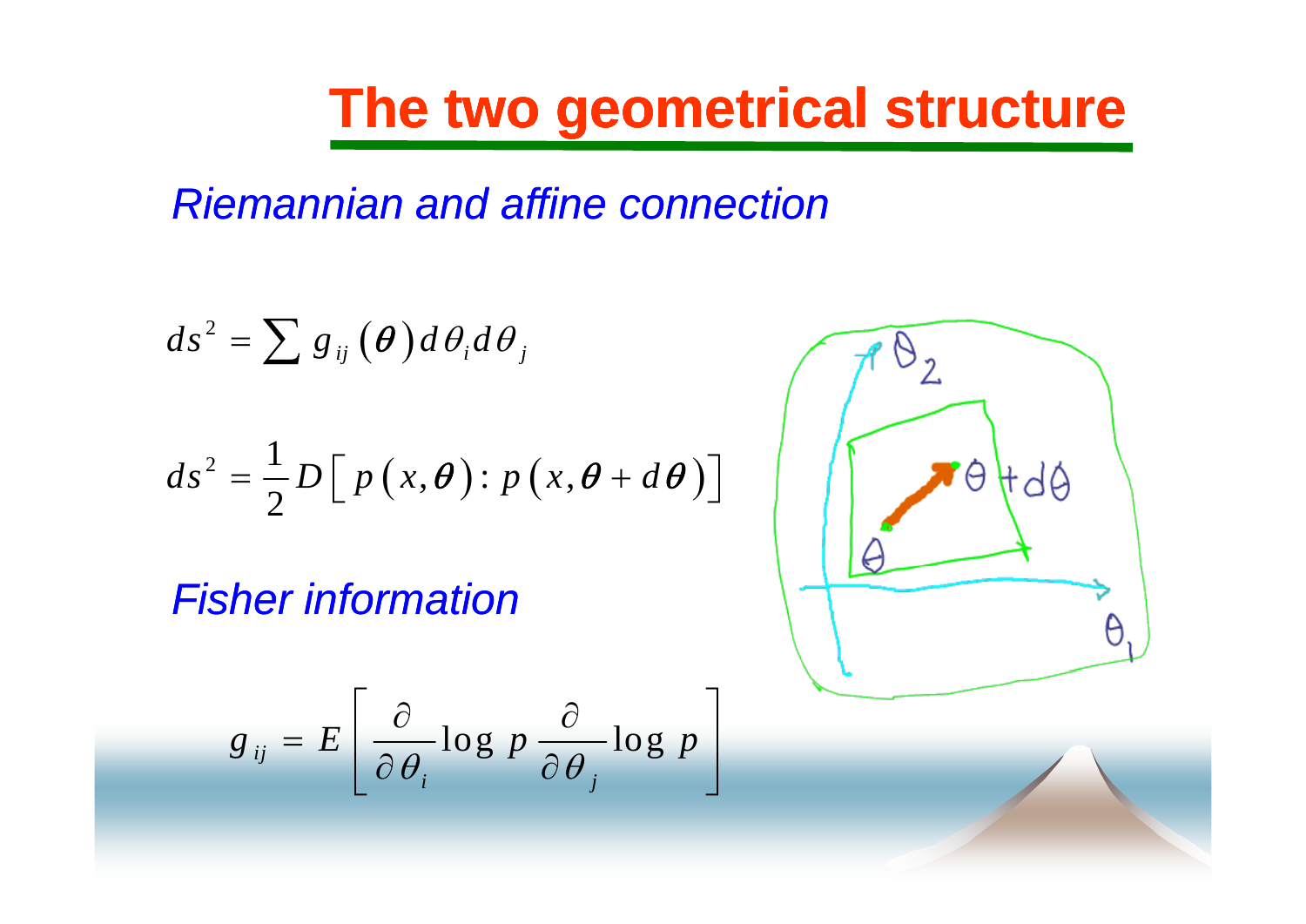# The two geometrical structure

*Riemannian and affine connection*

$$ds^2 = \sum g_{ij}(\boldsymbol{\theta})\, d\theta_i d\theta_j$$

$$ds^2 = \frac{1}{2} D\left[\, p(x, \boldsymbol{\theta}) : p(x, \boldsymbol{\theta} + d\boldsymbol{\theta})\right]$$

*Fisher information*

$$g_{ij} = E\left[ \frac{\partial}{\partial \theta_i} \log p \, \frac{\partial}{\partial \theta_j} \log p \right]$$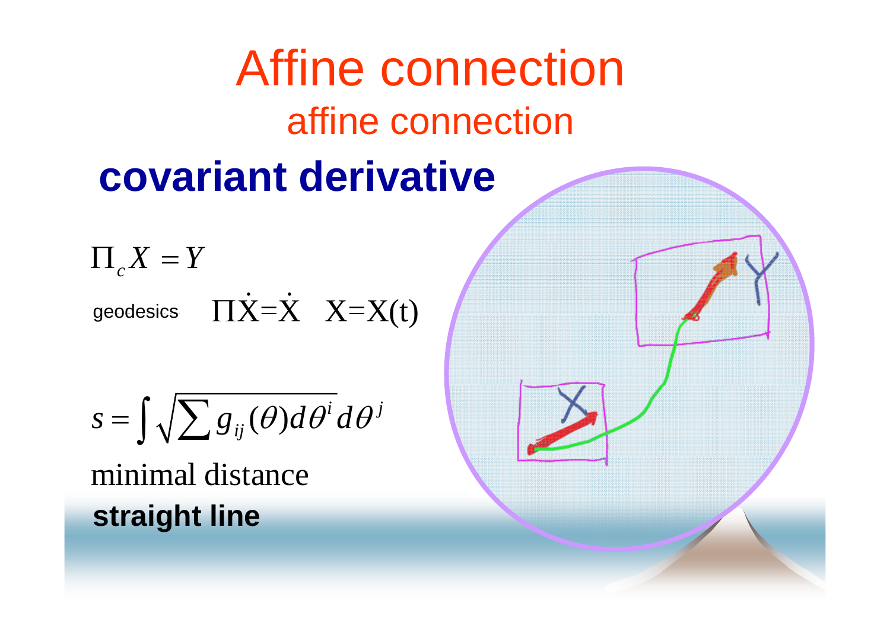# Affine connection

## affine connection

## covariant derivative

$$\Pi_c X = Y$$

geodesics $\Pi\dot{X}=\dot{X} \quad X=X(t)$

$$s = \int \sqrt{\sum g_{ij}(\theta) d\theta^i d\theta^j}$$

minimal distance

**straight line**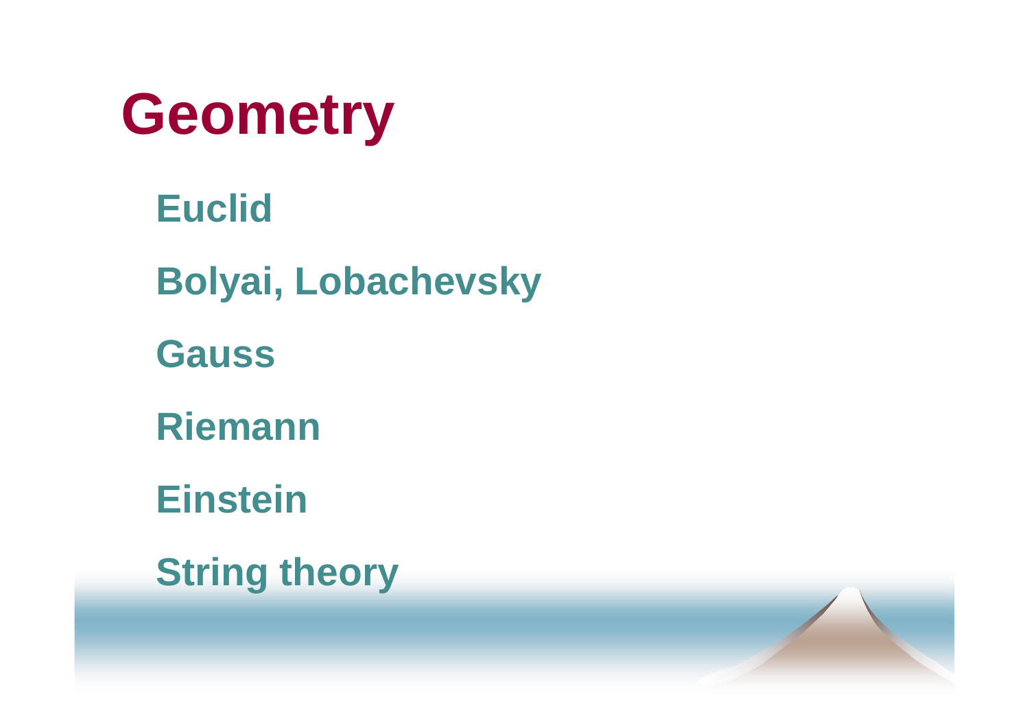# Geometry

- Euclid
- Bolyai, Lobachevsky
- Gauss
- Riemann
- Einstein
- String theory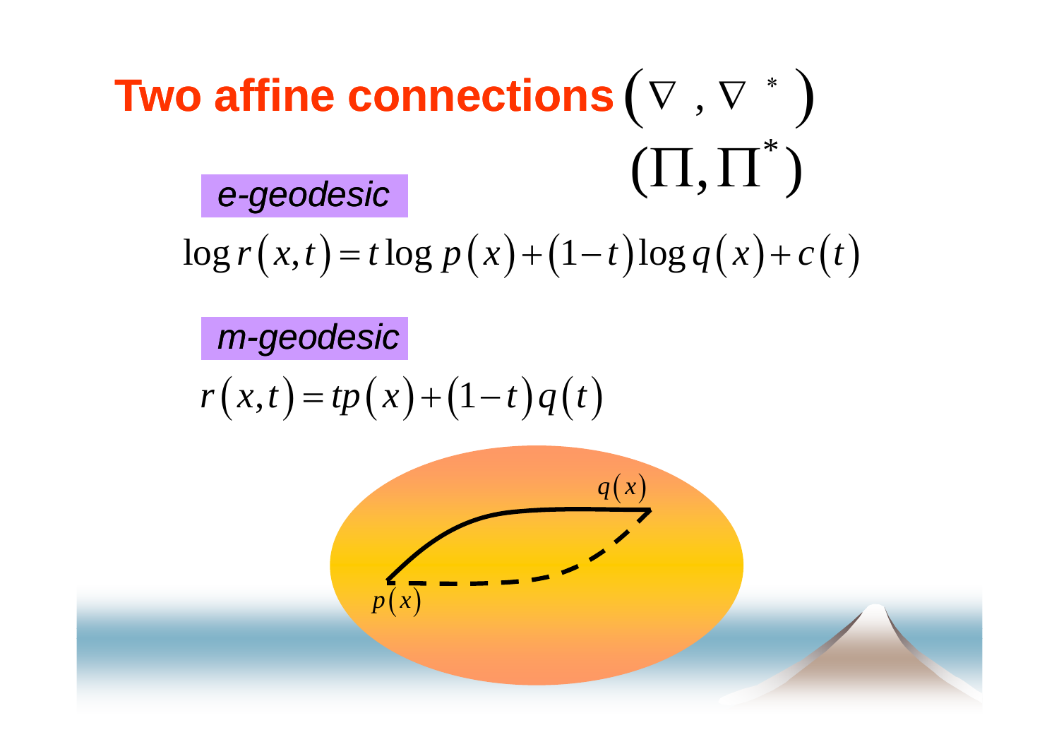# Two affine connections $(\nabla, \nabla^*)$

$$(\Pi, \Pi^*)$$

*e-geodesic*

$$\log r(x,t) = t \log p(x) + (1-t) \log q(x) + c(t)$$

*m-geodesic*

$$r(x,t) = tp(x) + (1-t)q(t)$$

$q(x)$

$p(x)$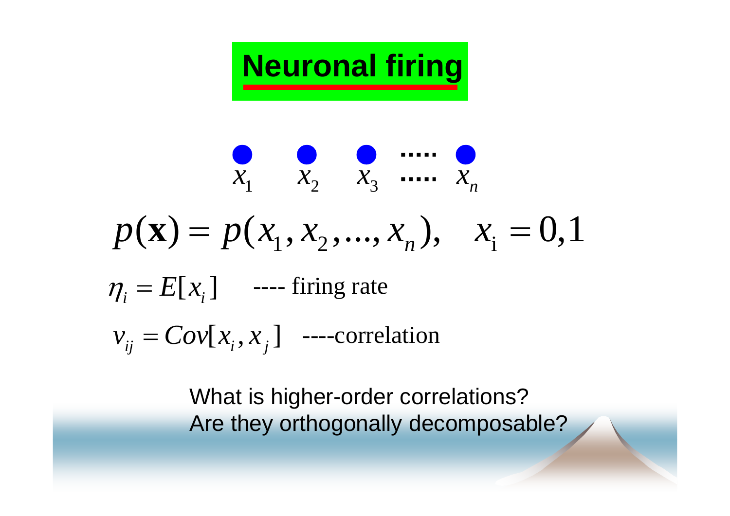# Neuronal firing

$$x_1 \quad x_2 \quad x_3 \quad \cdots\cdots \quad x_n$$

$$p(\mathbf{x}) = p(x_1, x_2, ..., x_n), \quad x_i = 0,1$$

$\eta_i = E[x_i]$ ---- firing rate

$v_{ij} = Cov[x_i, x_j]$ ----correlation

What is higher-order correlations?
Are they orthogonally decomposable?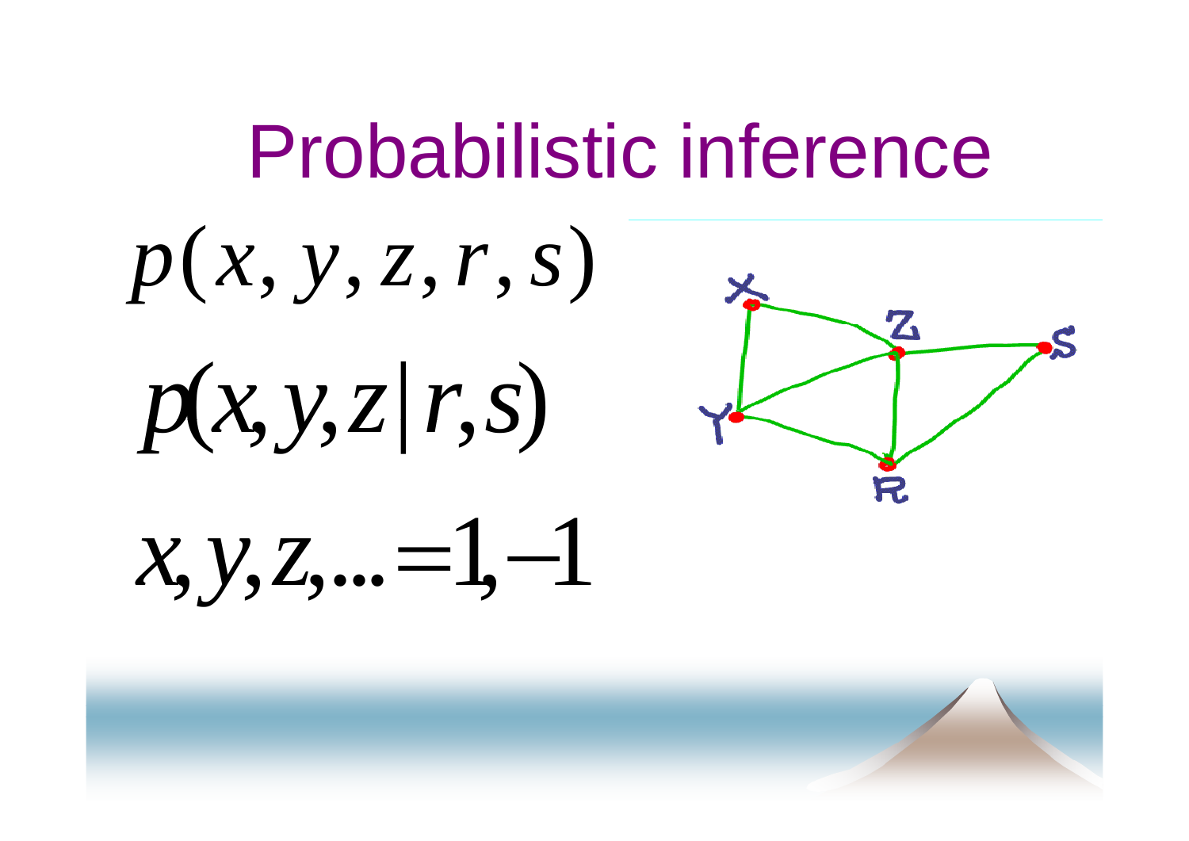# Probabilistic inference

$$p(x, y, z, r, s)$$

$$p(x, y, z \mid r, s)$$

$$x, y, z, \ldots = 1, -1$$

X

Z

S

Y

R